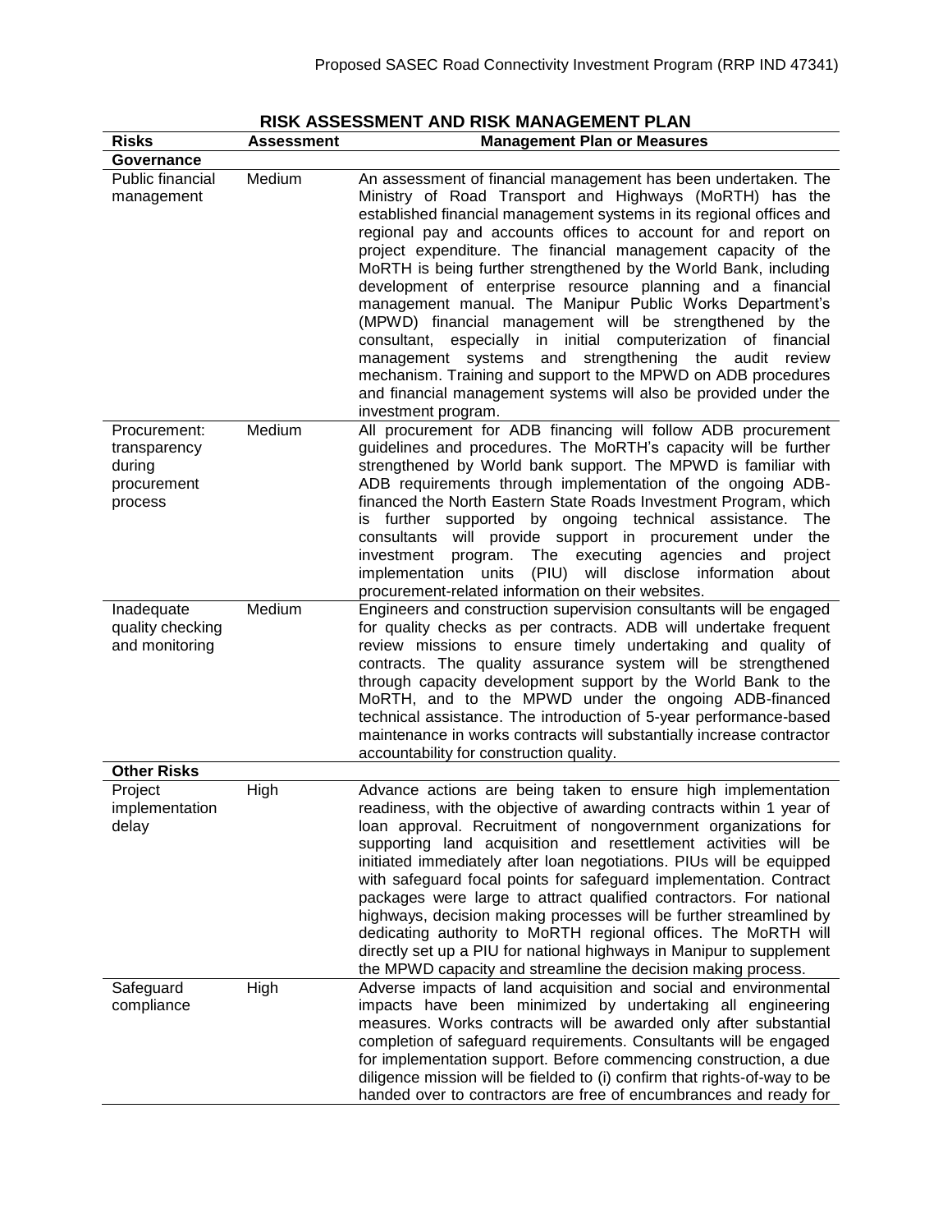# RISK ASSESSMENT AND RISK MANAGEMENT PLAN

| Risks | Assessment | Management Plan or Measures |
|---|---|---|
| **Governance** | | |
| Public financial management | Medium | An assessment of financial management has been undertaken. The Ministry of Road Transport and Highways (MoRTH) has the established financial management systems in its regional offices and regional pay and accounts offices to account for and report on project expenditure. The financial management capacity of the MoRTH is being further strengthened by the World Bank, including development of enterprise resource planning and a financial management manual. The Manipur Public Works Department's (MPWD) financial management will be strengthened by the consultant, especially in initial computerization of financial management systems and strengthening the audit review mechanism. Training and support to the MPWD on ADB procedures and financial management systems will also be provided under the investment program. |
| Procurement: transparency during procurement process | Medium | All procurement for ADB financing will follow ADB procurement guidelines and procedures. The MoRTH's capacity will be further strengthened by World bank support. The MPWD is familiar with ADB requirements through implementation of the ongoing ADB-financed the North Eastern State Roads Investment Program, which is further supported by ongoing technical assistance. The consultants will provide support in procurement under the investment program. The executing agencies and project implementation units (PIU) will disclose information about procurement-related information on their websites. |
| Inadequate quality checking and monitoring | Medium | Engineers and construction supervision consultants will be engaged for quality checks as per contracts. ADB will undertake frequent review missions to ensure timely undertaking and quality of contracts. The quality assurance system will be strengthened through capacity development support by the World Bank to the MoRTH, and to the MPWD under the ongoing ADB-financed technical assistance. The introduction of 5-year performance-based maintenance in works contracts will substantially increase contractor accountability for construction quality. |
| **Other Risks** | | |
| Project implementation delay | High | Advance actions are being taken to ensure high implementation readiness, with the objective of awarding contracts within 1 year of loan approval. Recruitment of nongovernment organizations for supporting land acquisition and resettlement activities will be initiated immediately after loan negotiations. PIUs will be equipped with safeguard focal points for safeguard implementation. Contract packages were large to attract qualified contractors. For national highways, decision making processes will be further streamlined by dedicating authority to MoRTH regional offices. The MoRTH will directly set up a PIU for national highways in Manipur to supplement the MPWD capacity and streamline the decision making process. |
| Safeguard compliance | High | Adverse impacts of land acquisition and social and environmental impacts have been minimized by undertaking all engineering measures. Works contracts will be awarded only after substantial completion of safeguard requirements. Consultants will be engaged for implementation support. Before commencing construction, a due diligence mission will be fielded to (i) confirm that rights-of-way to be handed over to contractors are free of encumbrances and ready for |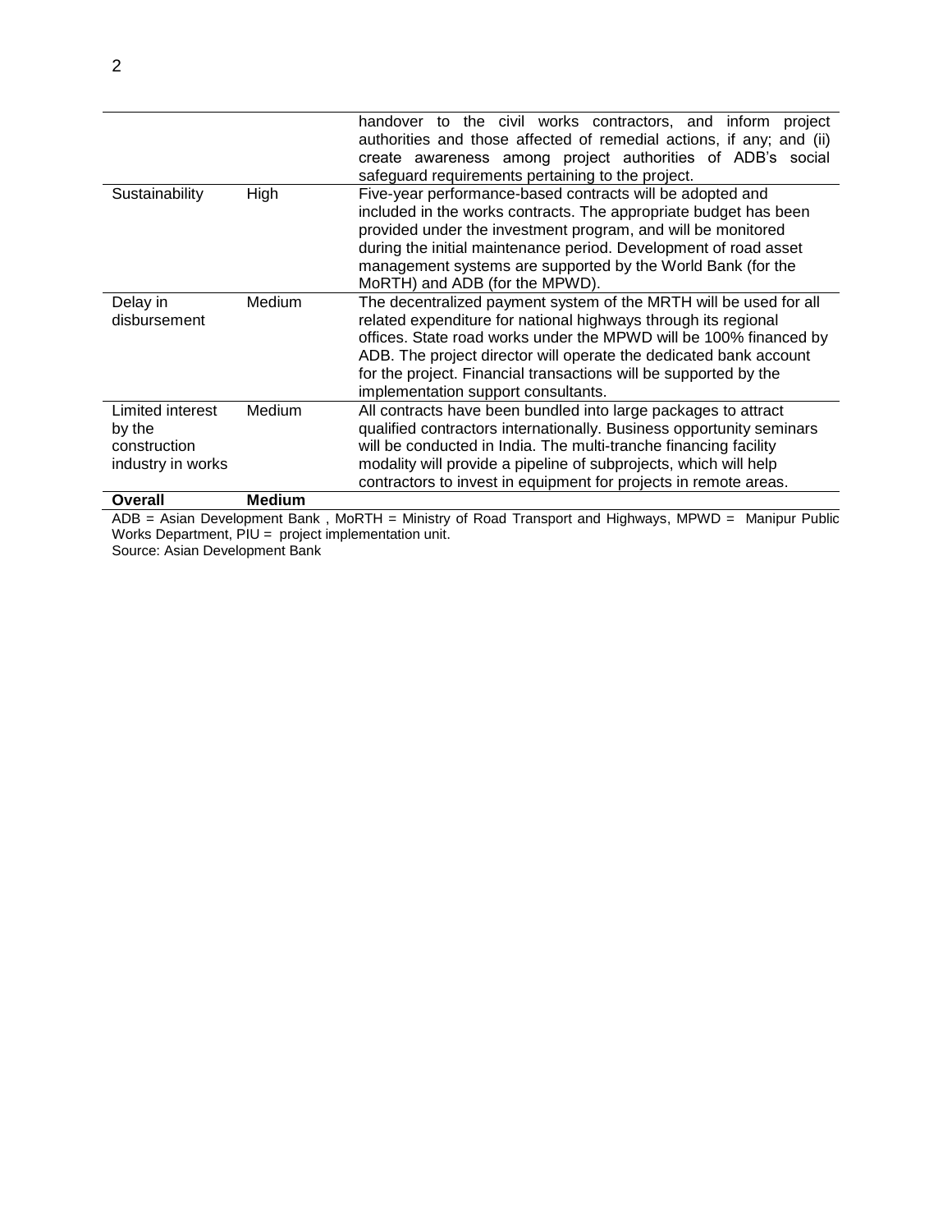| | | |
|---|---|---|
| | | handover to the civil works contractors, and inform project authorities and those affected of remedial actions, if any; and (ii) create awareness among project authorities of ADB's social safeguard requirements pertaining to the project. |
| Sustainability | High | Five-year performance-based contracts will be adopted and included in the works contracts. The appropriate budget has been provided under the investment program, and will be monitored during the initial maintenance period. Development of road asset management systems are supported by the World Bank (for the MoRTH) and ADB (for the MPWD). |
| Delay in disbursement | Medium | The decentralized payment system of the MRTH will be used for all related expenditure for national highways through its regional offices. State road works under the MPWD will be 100% financed by ADB. The project director will operate the dedicated bank account for the project. Financial transactions will be supported by the implementation support consultants. |
| Limited interest by the construction industry in works | Medium | All contracts have been bundled into large packages to attract qualified contractors internationally. Business opportunity seminars will be conducted in India. The multi-tranche financing facility modality will provide a pipeline of subprojects, which will help contractors to invest in equipment for projects in remote areas. |
| **Overall** | **Medium** | |

ADB = Asian Development Bank , MoRTH = Ministry of Road Transport and Highways, MPWD = Manipur Public Works Department, PIU = project implementation unit.

Source: Asian Development Bank